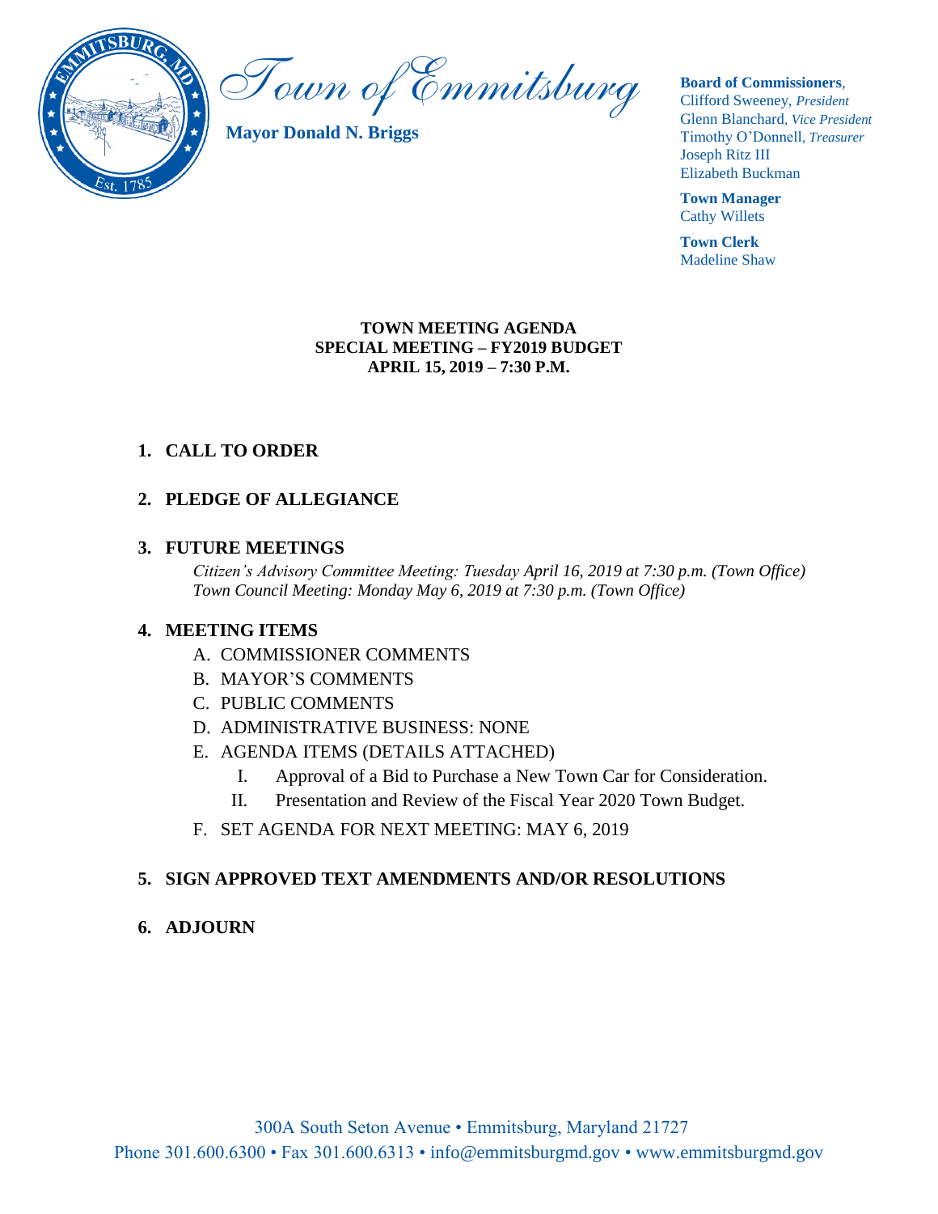# Town of Emmitsburg

**Mayor Donald N. Briggs**

**Board of Commissioners**,
Clifford Sweeney, *President*
Glenn Blanchard, *Vice President*
Timothy O'Donnell, *Treasurer*
Joseph Ritz III
Elizabeth Buckman

**Town Manager**
Cathy Willets

**Town Clerk**
Madeline Shaw

**TOWN MEETING AGENDA**
**SPECIAL MEETING – FY2019 BUDGET**
**APRIL 15, 2019 – 7:30 P.M.**

1. **CALL TO ORDER**

2. **PLEDGE OF ALLEGIANCE**

3. **FUTURE MEETINGS**
   *Citizen's Advisory Committee Meeting: Tuesday April 16, 2019 at 7:30 p.m. (Town Office)*
   *Town Council Meeting: Monday May 6, 2019 at 7:30 p.m. (Town Office)*

4. **MEETING ITEMS**
   A. COMMISSIONER COMMENTS
   B. MAYOR'S COMMENTS
   C. PUBLIC COMMENTS
   D. ADMINISTRATIVE BUSINESS: NONE
   E. AGENDA ITEMS (DETAILS ATTACHED)
      I. Approval of a Bid to Purchase a New Town Car for Consideration.
      II. Presentation and Review of the Fiscal Year 2020 Town Budget.
   F. SET AGENDA FOR NEXT MEETING: MAY 6, 2019

5. **SIGN APPROVED TEXT AMENDMENTS AND/OR RESOLUTIONS**

6. **ADJOURN**

300A South Seton Avenue • Emmitsburg, Maryland 21727
Phone 301.600.6300 • Fax 301.600.6313 • info@emmitsburgmd.gov • www.emmitsburgmd.gov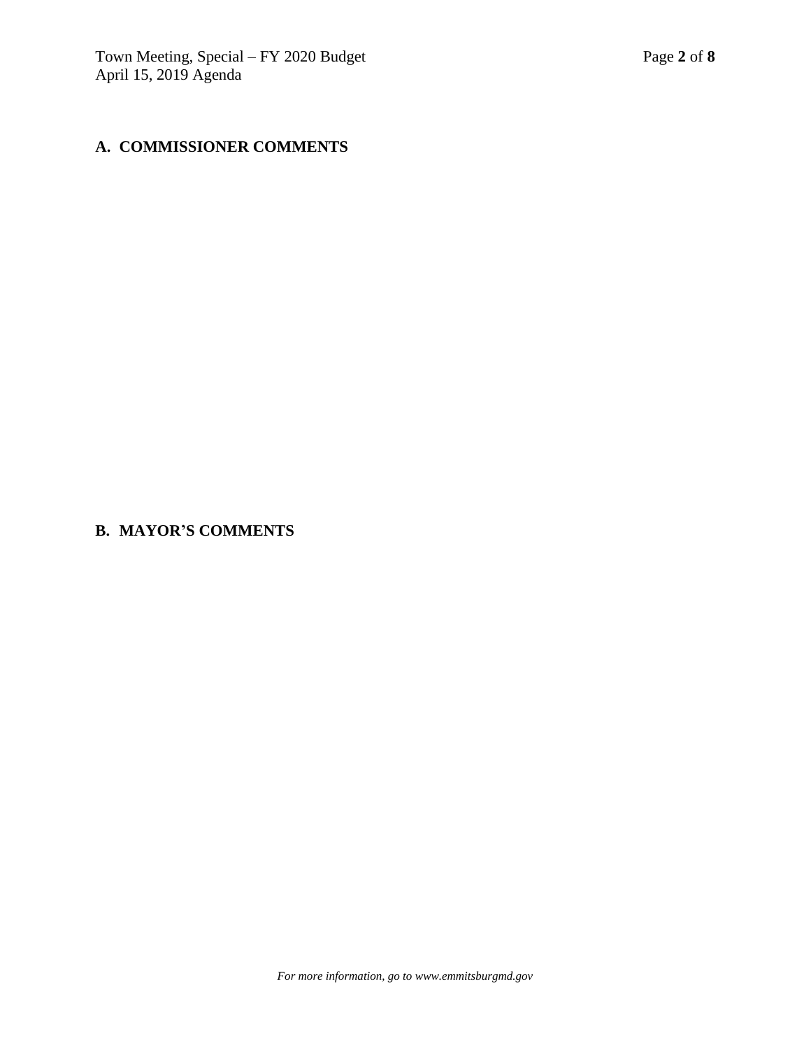## A. COMMISSIONER COMMENTS

## B. MAYOR'S COMMENTS

*For more information, go to www.emmitsburgmd.gov*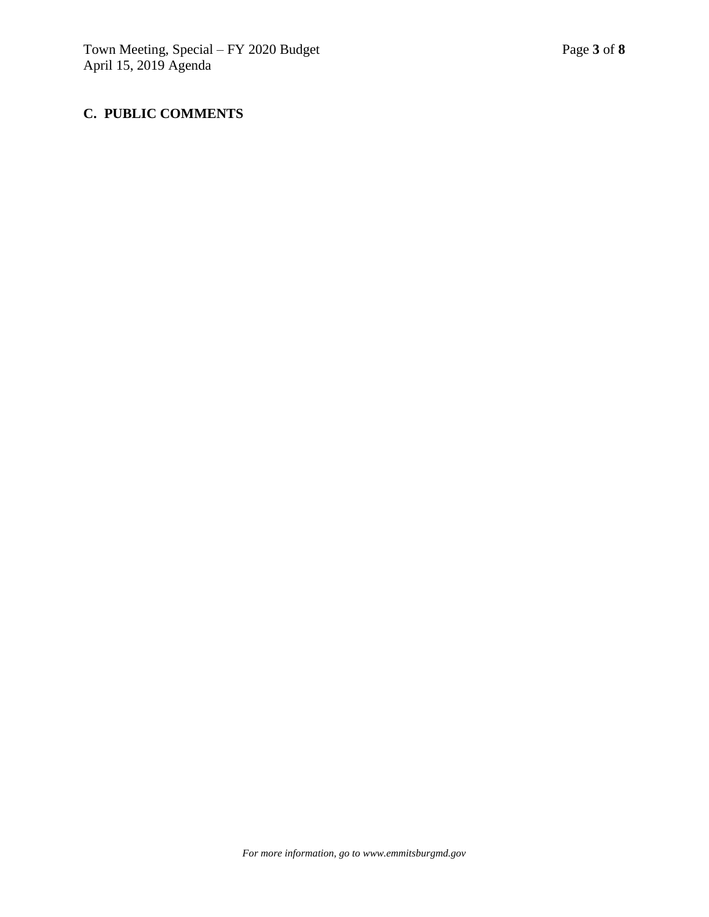## C. PUBLIC COMMENTS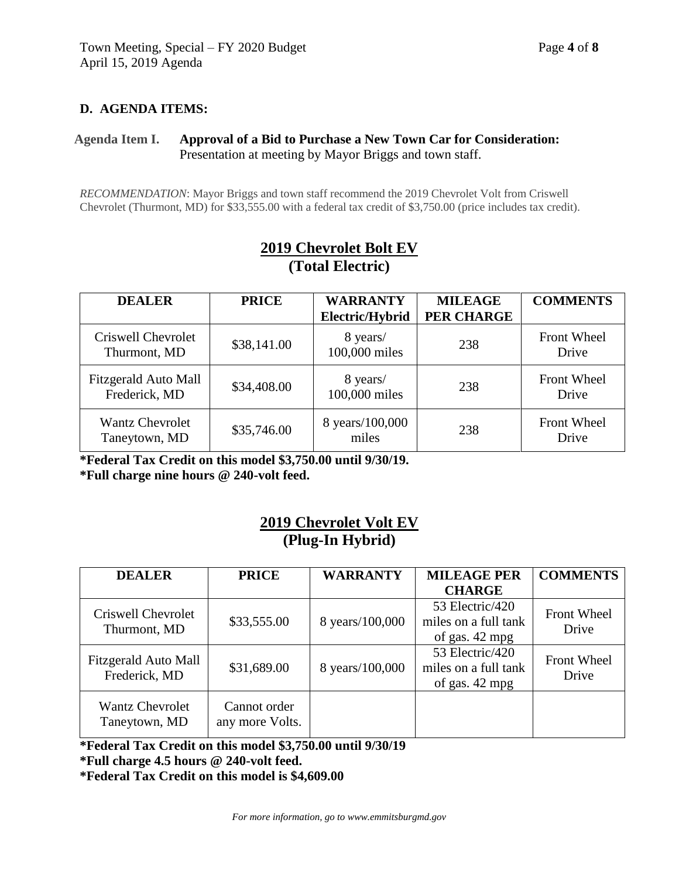## D. AGENDA ITEMS:

**Agenda Item I. Approval of a Bid to Purchase a New Town Car for Consideration:** Presentation at meeting by Mayor Briggs and town staff.

*RECOMMENDATION*: Mayor Briggs and town staff recommend the 2019 Chevrolet Volt from Criswell Chevrolet (Thurmont, MD) for $33,555.00 with a federal tax credit of $3,750.00 (price includes tax credit).

### 2019 Chevrolet Bolt EV (Total Electric)

| DEALER | PRICE | WARRANTY Electric/Hybrid | MILEAGE PER CHARGE | COMMENTS |
|---|---|---|---|---|
| Criswell Chevrolet Thurmont, MD | $38,141.00 | 8 years/ 100,000 miles | 238 | Front Wheel Drive |
| Fitzgerald Auto Mall Frederick, MD | $34,408.00 | 8 years/ 100,000 miles | 238 | Front Wheel Drive |
| Wantz Chevrolet Taneytown, MD | $35,746.00 | 8 years/100,000 miles | 238 | Front Wheel Drive |

**\*Federal Tax Credit on this model $3,750.00 until 9/30/19.**
**\*Full charge nine hours @ 240-volt feed.**

### 2019 Chevrolet Volt EV (Plug-In Hybrid)

| DEALER | PRICE | WARRANTY | MILEAGE PER CHARGE | COMMENTS |
|---|---|---|---|---|
| Criswell Chevrolet Thurmont, MD | $33,555.00 | 8 years/100,000 | 53 Electric/420 miles on a full tank of gas. 42 mpg | Front Wheel Drive |
| Fitzgerald Auto Mall Frederick, MD | $31,689.00 | 8 years/100,000 | 53 Electric/420 miles on a full tank of gas. 42 mpg | Front Wheel Drive |
| Wantz Chevrolet Taneytown, MD | Cannot order any more Volts. | | | |

**\*Federal Tax Credit on this model $3,750.00 until 9/30/19**
**\*Full charge 4.5 hours @ 240-volt feed.**
**\*Federal Tax Credit on this model is $4,609.00**

*For more information, go to www.emmitsburgmd.gov*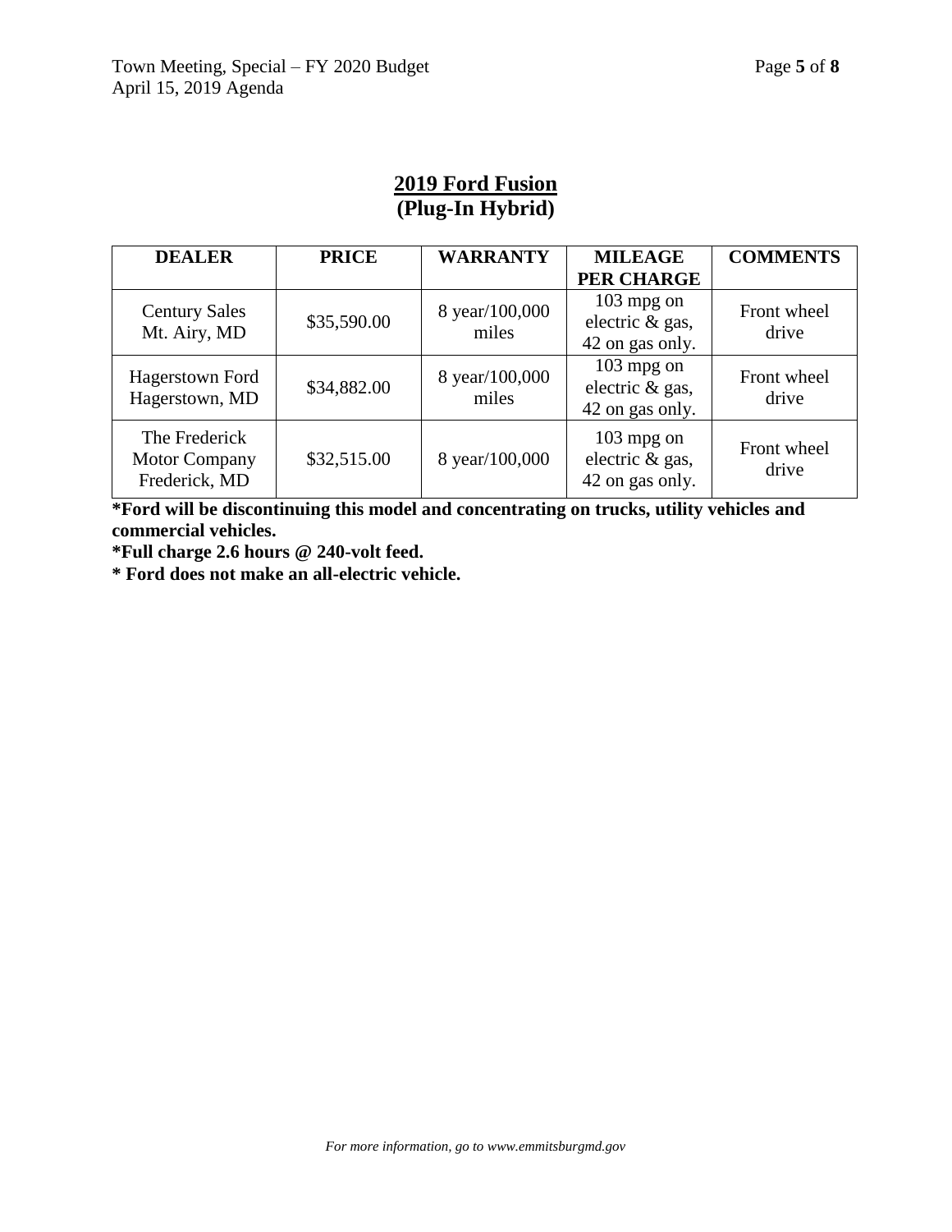## 2019 Ford Fusion
## (Plug-In Hybrid)

| DEALER | PRICE | WARRANTY | MILEAGE PER CHARGE | COMMENTS |
|---|---|---|---|---|
| Century Sales Mt. Airy, MD | $35,590.00 | 8 year/100,000 miles | 103 mpg on electric & gas, 42 on gas only. | Front wheel drive |
| Hagerstown Ford Hagerstown, MD | $34,882.00 | 8 year/100,000 miles | 103 mpg on electric & gas, 42 on gas only. | Front wheel drive |
| The Frederick Motor Company Frederick, MD | $32,515.00 | 8 year/100,000 | 103 mpg on electric & gas, 42 on gas only. | Front wheel drive |

**\*Ford will be discontinuing this model and concentrating on trucks, utility vehicles and commercial vehicles.**

**\*Full charge 2.6 hours @ 240-volt feed.**

**\* Ford does not make an all-electric vehicle.**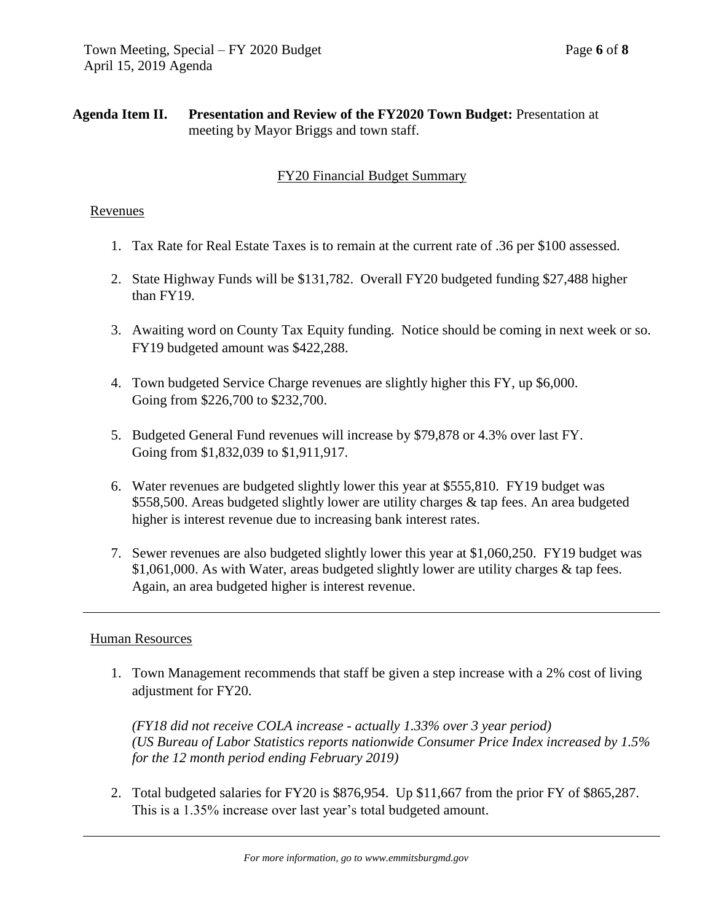**Agenda Item II.** **Presentation and Review of the FY2020 Town Budget:** Presentation at meeting by Mayor Briggs and town staff.

## FY20 Financial Budget Summary

### Revenues

1. Tax Rate for Real Estate Taxes is to remain at the current rate of .36 per $100 assessed.
2. State Highway Funds will be $131,782. Overall FY20 budgeted funding $27,488 higher than FY19.
3. Awaiting word on County Tax Equity funding. Notice should be coming in next week or so. FY19 budgeted amount was $422,288.
4. Town budgeted Service Charge revenues are slightly higher this FY, up $6,000. Going from $226,700 to $232,700.
5. Budgeted General Fund revenues will increase by $79,878 or 4.3% over last FY. Going from $1,832,039 to $1,911,917.
6. Water revenues are budgeted slightly lower this year at $555,810. FY19 budget was $558,500. Areas budgeted slightly lower are utility charges & tap fees. An area budgeted higher is interest revenue due to increasing bank interest rates.
7. Sewer revenues are also budgeted slightly lower this year at $1,060,250. FY19 budget was $1,061,000. As with Water, areas budgeted slightly lower are utility charges & tap fees. Again, an area budgeted higher is interest revenue.

---

### Human Resources

1. Town Management recommends that staff be given a step increase with a 2% cost of living adjustment for FY20.

   *(FY18 did not receive COLA increase - actually 1.33% over 3 year period)*
   *(US Bureau of Labor Statistics reports nationwide Consumer Price Index increased by 1.5% for the 12 month period ending February 2019)*

2. Total budgeted salaries for FY20 is $876,954. Up $11,667 from the prior FY of $865,287. This is a 1.35% increase over last year's total budgeted amount.

---

*For more information, go to www.emmitsburgmd.gov*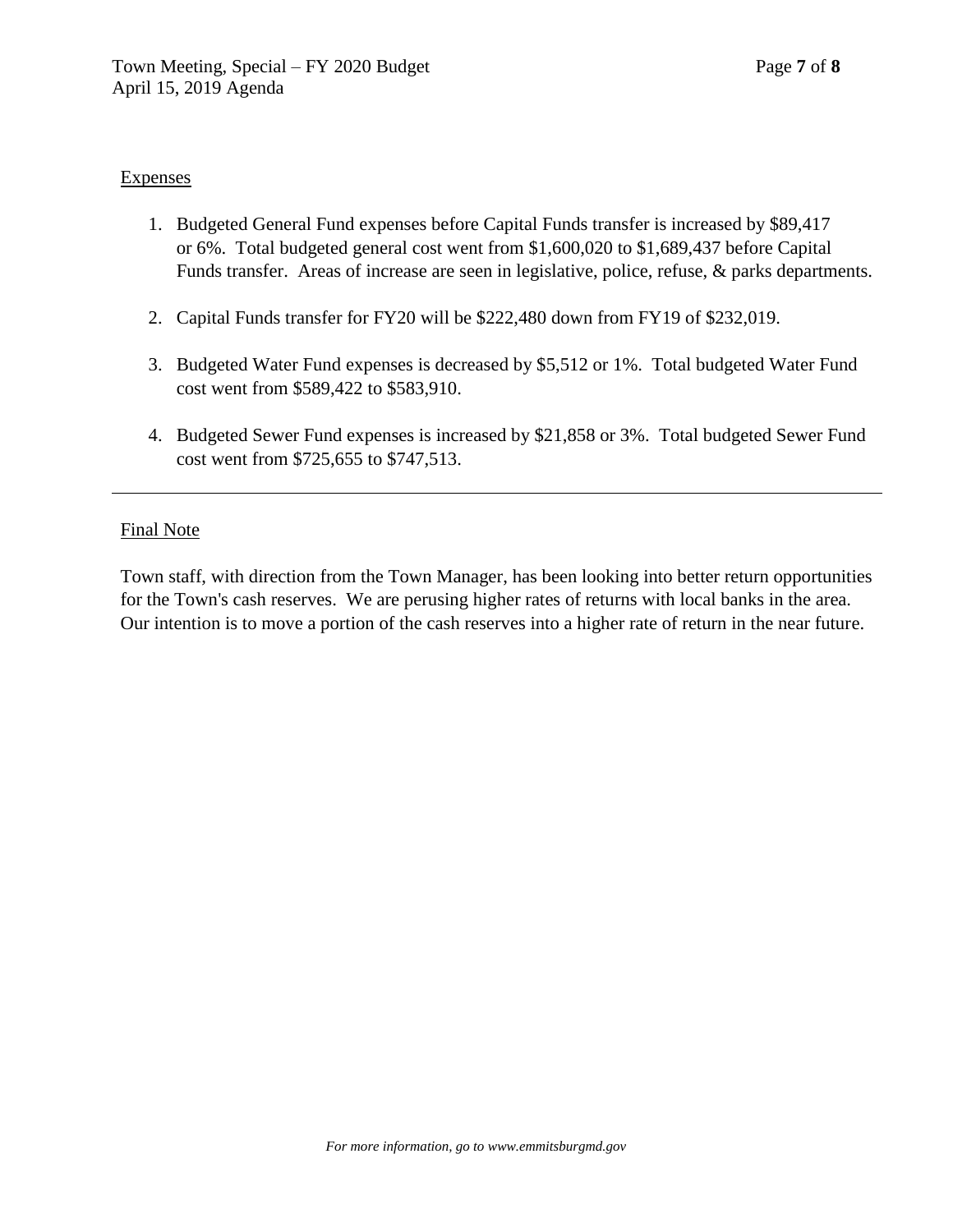Expenses

1. Budgeted General Fund expenses before Capital Funds transfer is increased by $89,417 or 6%. Total budgeted general cost went from $1,600,020 to $1,689,437 before Capital Funds transfer. Areas of increase are seen in legislative, police, refuse, & parks departments.

2. Capital Funds transfer for FY20 will be $222,480 down from FY19 of $232,019.

3. Budgeted Water Fund expenses is decreased by $5,512 or 1%. Total budgeted Water Fund cost went from $589,422 to $583,910.

4. Budgeted Sewer Fund expenses is increased by $21,858 or 3%. Total budgeted Sewer Fund cost went from $725,655 to $747,513.

---

Final Note

Town staff, with direction from the Town Manager, has been looking into better return opportunities for the Town's cash reserves. We are perusing higher rates of returns with local banks in the area. Our intention is to move a portion of the cash reserves into a higher rate of return in the near future.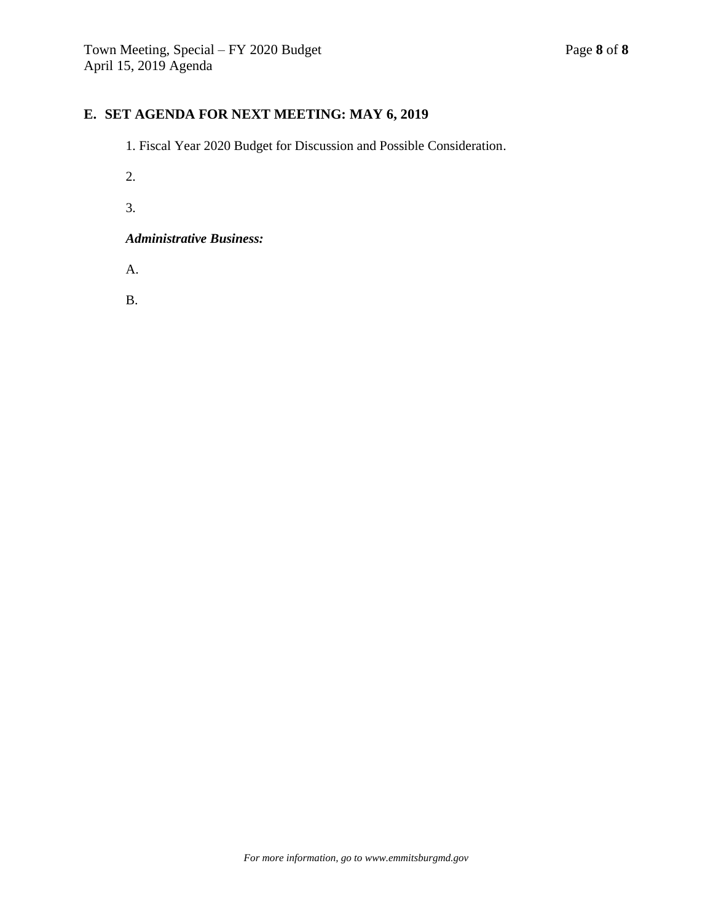## E. SET AGENDA FOR NEXT MEETING: MAY 6, 2019

1. Fiscal Year 2020 Budget for Discussion and Possible Consideration.

2.

3.

***Administrative Business:***

A.

B.

*For more information, go to www.emmitsburgmd.gov*